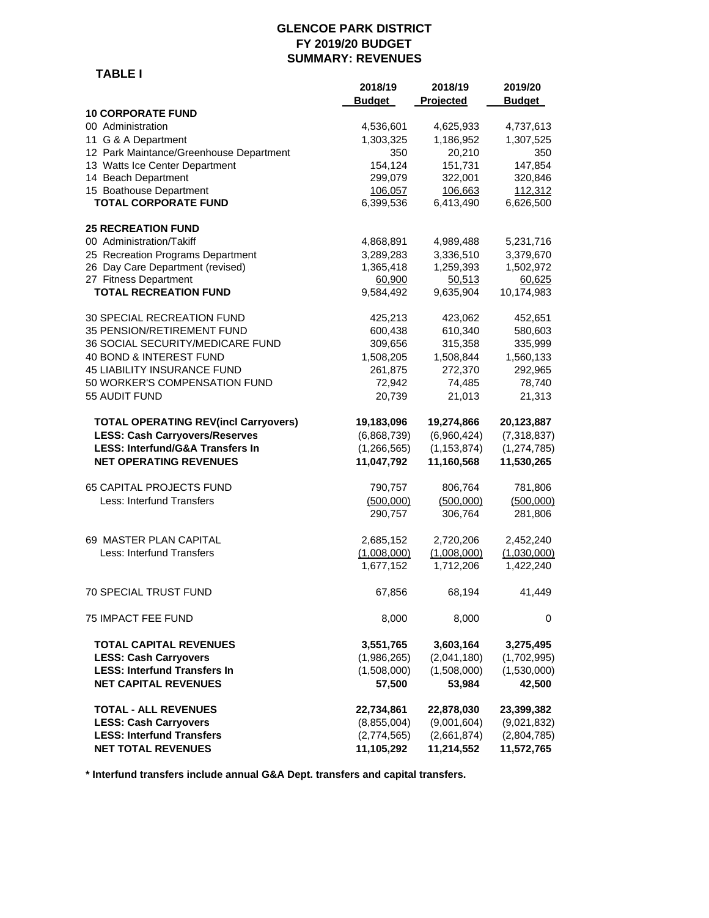# GLENCOE PARK DISTRICT
## FY 2019/20 BUDGET
## SUMMARY: REVENUES

**TABLE I**

| | 2018/19 Budget | 2018/19 Projected | 2019/20 Budget |
|---|---|---|---|
| **10 CORPORATE FUND** | | | |
| 00 Administration | 4,536,601 | 4,625,933 | 4,737,613 |
| 11 G & A Department | 1,303,325 | 1,186,952 | 1,307,525 |
| 12 Park Maintance/Greenhouse Department | 350 | 20,210 | 350 |
| 13 Watts Ice Center Department | 154,124 | 151,731 | 147,854 |
| 14 Beach Department | 299,079 | 322,001 | 320,846 |
| 15 Boathouse Department | 106,057 | 106,663 | 112,312 |
| **TOTAL CORPORATE FUND** | 6,399,536 | 6,413,490 | 6,626,500 |
| | | | |
| **25 RECREATION FUND** | | | |
| 00 Administration/Takiff | 4,868,891 | 4,989,488 | 5,231,716 |
| 25 Recreation Programs Department | 3,289,283 | 3,336,510 | 3,379,670 |
| 26 Day Care Department (revised) | 1,365,418 | 1,259,393 | 1,502,972 |
| 27 Fitness Department | 60,900 | 50,513 | 60,625 |
| **TOTAL RECREATION FUND** | 9,584,492 | 9,635,904 | 10,174,983 |
| | | | |
| 30 SPECIAL RECREATION FUND | 425,213 | 423,062 | 452,651 |
| 35 PENSION/RETIREMENT FUND | 600,438 | 610,340 | 580,603 |
| 36 SOCIAL SECURITY/MEDICARE FUND | 309,656 | 315,358 | 335,999 |
| 40 BOND & INTEREST FUND | 1,508,205 | 1,508,844 | 1,560,133 |
| 45 LIABILITY INSURANCE FUND | 261,875 | 272,370 | 292,965 |
| 50 WORKER'S COMPENSATION FUND | 72,942 | 74,485 | 78,740 |
| 55 AUDIT FUND | 20,739 | 21,013 | 21,313 |
| | | | |
| **TOTAL OPERATING REV(incl Carryovers)** | **19,183,096** | **19,274,866** | **20,123,887** |
| **LESS: Cash Carryovers/Reserves** | (6,868,739) | (6,960,424) | (7,318,837) |
| **LESS: Interfund/G&A Transfers In** | (1,266,565) | (1,153,874) | (1,274,785) |
| **NET OPERATING REVENUES** | **11,047,792** | **11,160,568** | **11,530,265** |
| | | | |
| 65 CAPITAL PROJECTS FUND | 790,757 | 806,764 | 781,806 |
| Less: Interfund Transfers | (500,000) | (500,000) | (500,000) |
| | 290,757 | 306,764 | 281,806 |
| | | | |
| 69 MASTER PLAN CAPITAL | 2,685,152 | 2,720,206 | 2,452,240 |
| Less: Interfund Transfers | (1,008,000) | (1,008,000) | (1,030,000) |
| | 1,677,152 | 1,712,206 | 1,422,240 |
| | | | |
| 70 SPECIAL TRUST FUND | 67,856 | 68,194 | 41,449 |
| | | | |
| 75 IMPACT FEE FUND | 8,000 | 8,000 | 0 |
| | | | |
| **TOTAL CAPITAL REVENUES** | **3,551,765** | **3,603,164** | **3,275,495** |
| **LESS: Cash Carryovers** | (1,986,265) | (2,041,180) | (1,702,995) |
| **LESS: Interfund Transfers In** | (1,508,000) | (1,508,000) | (1,530,000) |
| **NET CAPITAL REVENUES** | **57,500** | **53,984** | **42,500** |
| | | | |
| **TOTAL - ALL REVENUES** | **22,734,861** | **22,878,030** | **23,399,382** |
| **LESS: Cash Carryovers** | (8,855,004) | (9,001,604) | (9,021,832) |
| **LESS: Interfund Transfers** | (2,774,565) | (2,661,874) | (2,804,785) |
| **NET TOTAL REVENUES** | **11,105,292** | **11,214,552** | **11,572,765** |

**\* Interfund transfers include annual G&A Dept. transfers and capital transfers.**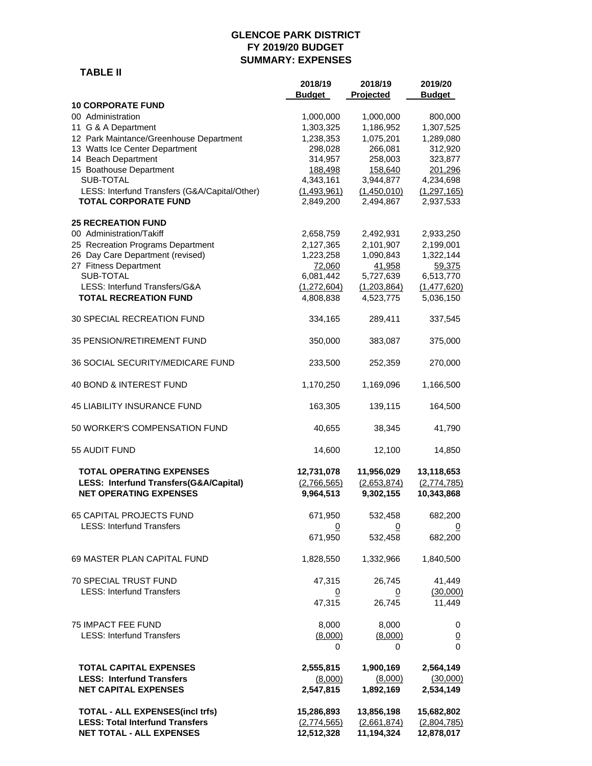# GLENCOE PARK DISTRICT
## FY 2019/20 BUDGET
## SUMMARY: EXPENSES

**TABLE II**

| | 2018/19 Budget | 2018/19 Projected | 2019/20 Budget |
|---|---|---|---|
| **10 CORPORATE FUND** | | | |
| 00 Administration | 1,000,000 | 1,000,000 | 800,000 |
| 11 G & A Department | 1,303,325 | 1,186,952 | 1,307,525 |
| 12 Park Maintance/Greenhouse Department | 1,238,353 | 1,075,201 | 1,289,080 |
| 13 Watts Ice Center Department | 298,028 | 266,081 | 312,920 |
| 14 Beach Department | 314,957 | 258,003 | 323,877 |
| 15 Boathouse Department | 188,498 | 158,640 | 201,296 |
| SUB-TOTAL | 4,343,161 | 3,944,877 | 4,234,698 |
| LESS: Interfund Transfers (G&A/Capital/Other) | (1,493,961) | (1,450,010) | (1,297,165) |
| **TOTAL CORPORATE FUND** | 2,849,200 | 2,494,867 | 2,937,533 |
| | | | |
| **25 RECREATION FUND** | | | |
| 00 Administration/Takiff | 2,658,759 | 2,492,931 | 2,933,250 |
| 25 Recreation Programs Department | 2,127,365 | 2,101,907 | 2,199,001 |
| 26 Day Care Department (revised) | 1,223,258 | 1,090,843 | 1,322,144 |
| 27 Fitness Department | 72,060 | 41,958 | 59,375 |
| SUB-TOTAL | 6,081,442 | 5,727,639 | 6,513,770 |
| LESS: Interfund Transfers/G&A | (1,272,604) | (1,203,864) | (1,477,620) |
| **TOTAL RECREATION FUND** | 4,808,838 | 4,523,775 | 5,036,150 |
| | | | |
| 30 SPECIAL RECREATION FUND | 334,165 | 289,411 | 337,545 |
| | | | |
| 35 PENSION/RETIREMENT FUND | 350,000 | 383,087 | 375,000 |
| | | | |
| 36 SOCIAL SECURITY/MEDICARE FUND | 233,500 | 252,359 | 270,000 |
| | | | |
| 40 BOND & INTEREST FUND | 1,170,250 | 1,169,096 | 1,166,500 |
| | | | |
| 45 LIABILITY INSURANCE FUND | 163,305 | 139,115 | 164,500 |
| | | | |
| 50 WORKER'S COMPENSATION FUND | 40,655 | 38,345 | 41,790 |
| | | | |
| 55 AUDIT FUND | 14,600 | 12,100 | 14,850 |
| | | | |
| **TOTAL OPERATING EXPENSES** | **12,731,078** | **11,956,029** | **13,118,653** |
| **LESS: Interfund Transfers(G&A/Capital)** | **(2,766,565)** | **(2,653,874)** | **(2,774,785)** |
| **NET OPERATING EXPENSES** | **9,964,513** | **9,302,155** | **10,343,868** |
| | | | |
| 65 CAPITAL PROJECTS FUND | 671,950 | 532,458 | 682,200 |
| LESS: Interfund Transfers | 0 | 0 | 0 |
| | 671,950 | 532,458 | 682,200 |
| | | | |
| 69 MASTER PLAN CAPITAL FUND | 1,828,550 | 1,332,966 | 1,840,500 |
| | | | |
| 70 SPECIAL TRUST FUND | 47,315 | 26,745 | 41,449 |
| LESS: Interfund Transfers | 0 | 0 | (30,000) |
| | 47,315 | 26,745 | 11,449 |
| | | | |
| 75 IMPACT FEE FUND | 8,000 | 8,000 | 0 |
| LESS: Interfund Transfers | (8,000) | (8,000) | 0 |
| | 0 | 0 | 0 |
| | | | |
| **TOTAL CAPITAL EXPENSES** | **2,555,815** | **1,900,169** | **2,564,149** |
| **LESS: Interfund Transfers** | **(8,000)** | **(8,000)** | **(30,000)** |
| **NET CAPITAL EXPENSES** | **2,547,815** | **1,892,169** | **2,534,149** |
| | | | |
| **TOTAL - ALL EXPENSES(incl trfs)** | **15,286,893** | **13,856,198** | **15,682,802** |
| **LESS: Total Interfund Transfers** | **(2,774,565)** | **(2,661,874)** | **(2,804,785)** |
| **NET TOTAL - ALL EXPENSES** | **12,512,328** | **11,194,324** | **12,878,017** |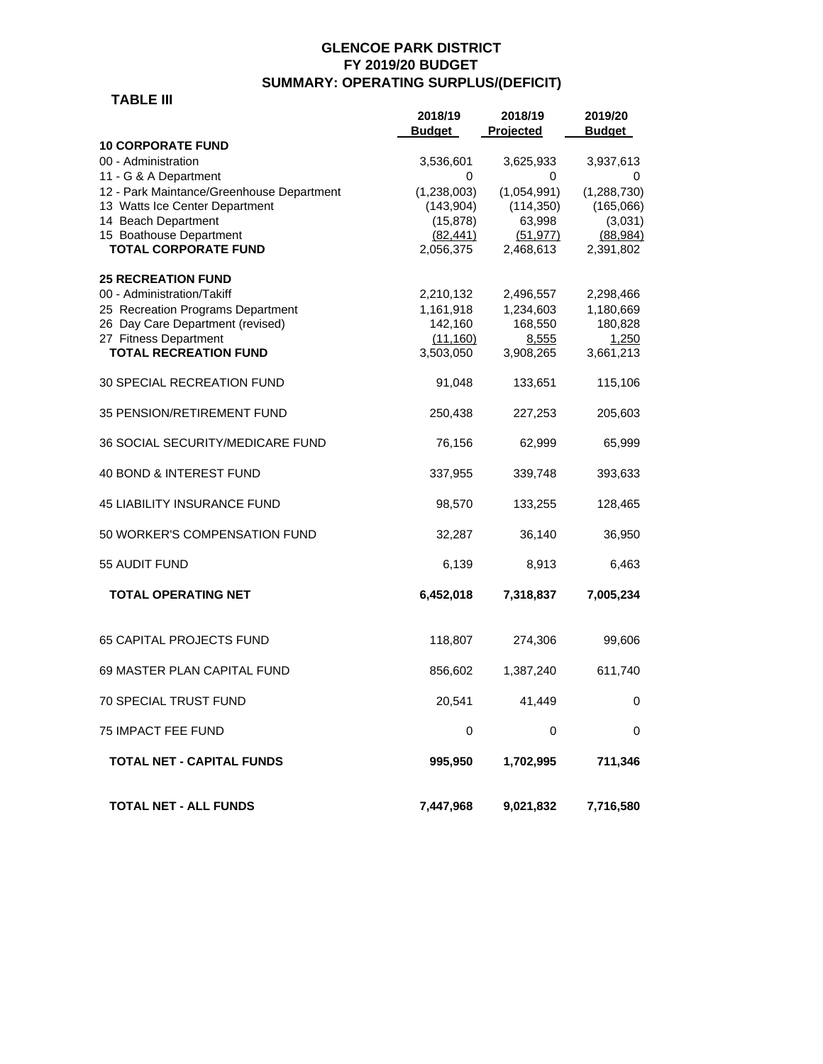# GLENCOE PARK DISTRICT
## FY 2019/20 BUDGET
## SUMMARY: OPERATING SURPLUS/(DEFICIT)

**TABLE III**

| | 2018/19 Budget | 2018/19 Projected | 2019/20 Budget |
|---|---|---|---|
| **10 CORPORATE FUND** | | | |
| 00 - Administration | 3,536,601 | 3,625,933 | 3,937,613 |
| 11 - G & A Department | 0 | 0 | 0 |
| 12 - Park Maintance/Greenhouse Department | (1,238,003) | (1,054,991) | (1,288,730) |
| 13 Watts Ice Center Department | (143,904) | (114,350) | (165,066) |
| 14 Beach Department | (15,878) | 63,998 | (3,031) |
| 15 Boathouse Department | (82,441) | (51,977) | (88,984) |
| **TOTAL CORPORATE FUND** | 2,056,375 | 2,468,613 | 2,391,802 |
| **25 RECREATION FUND** | | | |
| 00 - Administration/Takiff | 2,210,132 | 2,496,557 | 2,298,466 |
| 25 Recreation Programs Department | 1,161,918 | 1,234,603 | 1,180,669 |
| 26 Day Care Department (revised) | 142,160 | 168,550 | 180,828 |
| 27 Fitness Department | (11,160) | 8,555 | 1,250 |
| **TOTAL RECREATION FUND** | 3,503,050 | 3,908,265 | 3,661,213 |
| 30 SPECIAL RECREATION FUND | 91,048 | 133,651 | 115,106 |
| 35 PENSION/RETIREMENT FUND | 250,438 | 227,253 | 205,603 |
| 36 SOCIAL SECURITY/MEDICARE FUND | 76,156 | 62,999 | 65,999 |
| 40 BOND & INTEREST FUND | 337,955 | 339,748 | 393,633 |
| 45 LIABILITY INSURANCE FUND | 98,570 | 133,255 | 128,465 |
| 50 WORKER'S COMPENSATION FUND | 32,287 | 36,140 | 36,950 |
| 55 AUDIT FUND | 6,139 | 8,913 | 6,463 |
| **TOTAL OPERATING NET** | **6,452,018** | **7,318,837** | **7,005,234** |
| 65 CAPITAL PROJECTS FUND | 118,807 | 274,306 | 99,606 |
| 69 MASTER PLAN CAPITAL FUND | 856,602 | 1,387,240 | 611,740 |
| 70 SPECIAL TRUST FUND | 20,541 | 41,449 | 0 |
| 75 IMPACT FEE FUND | 0 | 0 | 0 |
| **TOTAL NET - CAPITAL FUNDS** | **995,950** | **1,702,995** | **711,346** |
| **TOTAL NET - ALL FUNDS** | **7,447,968** | **9,021,832** | **7,716,580** |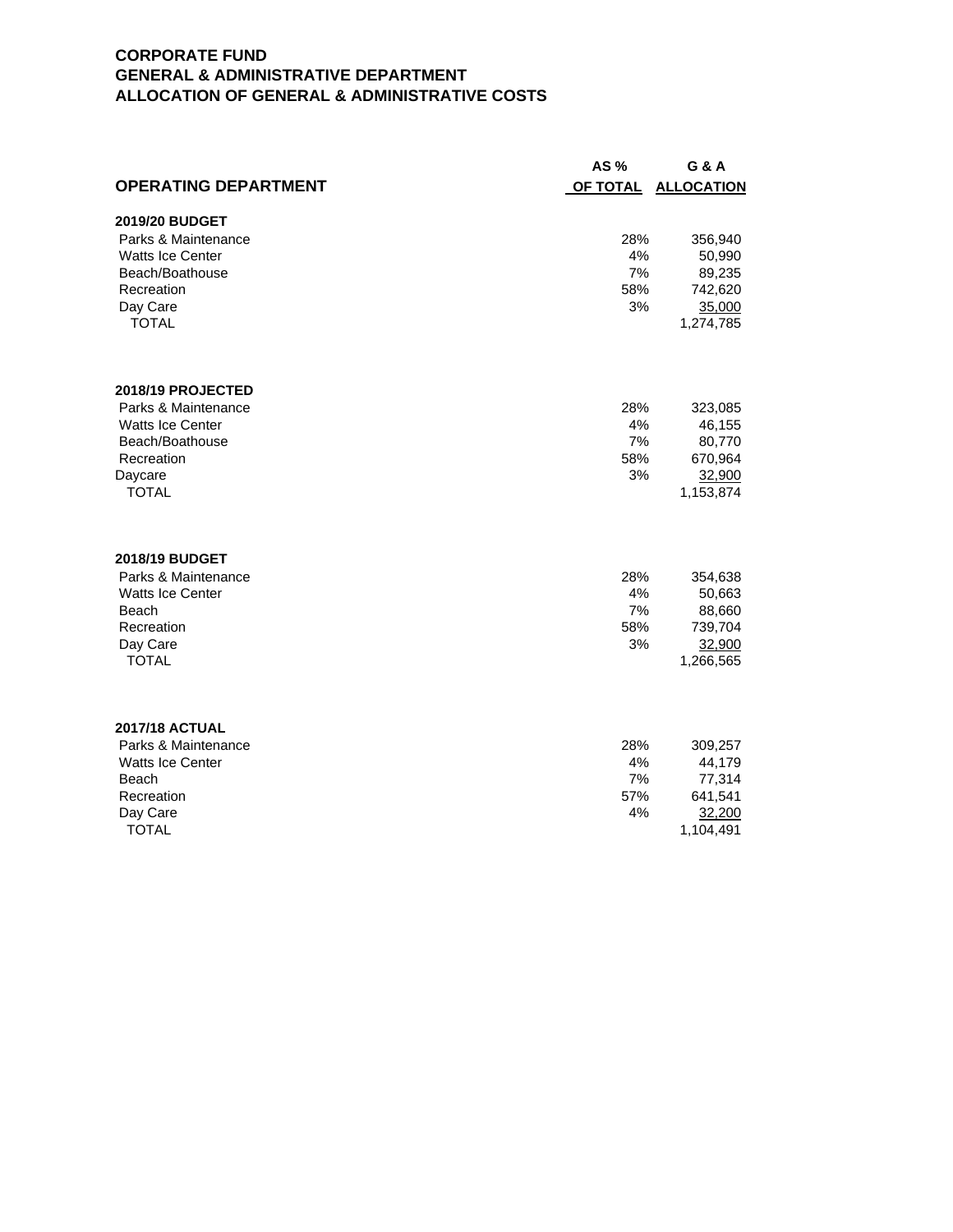# CORPORATE FUND
## GENERAL & ADMINISTRATIVE DEPARTMENT
## ALLOCATION OF GENERAL & ADMINISTRATIVE COSTS

| OPERATING DEPARTMENT | AS % OF TOTAL | G & A ALLOCATION |
|---|---|---|
| **2019/20 BUDGET** | | |
| Parks & Maintenance | 28% | 356,940 |
| Watts Ice Center | 4% | 50,990 |
| Beach/Boathouse | 7% | 89,235 |
| Recreation | 58% | 742,620 |
| Day Care | 3% | 35,000 |
| TOTAL | | 1,274,785 |
| | | |
| **2018/19 PROJECTED** | | |
| Parks & Maintenance | 28% | 323,085 |
| Watts Ice Center | 4% | 46,155 |
| Beach/Boathouse | 7% | 80,770 |
| Recreation | 58% | 670,964 |
| Daycare | 3% | 32,900 |
| TOTAL | | 1,153,874 |
| | | |
| **2018/19 BUDGET** | | |
| Parks & Maintenance | 28% | 354,638 |
| Watts Ice Center | 4% | 50,663 |
| Beach | 7% | 88,660 |
| Recreation | 58% | 739,704 |
| Day Care | 3% | 32,900 |
| TOTAL | | 1,266,565 |
| | | |
| **2017/18 ACTUAL** | | |
| Parks & Maintenance | 28% | 309,257 |
| Watts Ice Center | 4% | 44,179 |
| Beach | 7% | 77,314 |
| Recreation | 57% | 641,541 |
| Day Care | 4% | 32,200 |
| TOTAL | | 1,104,491 |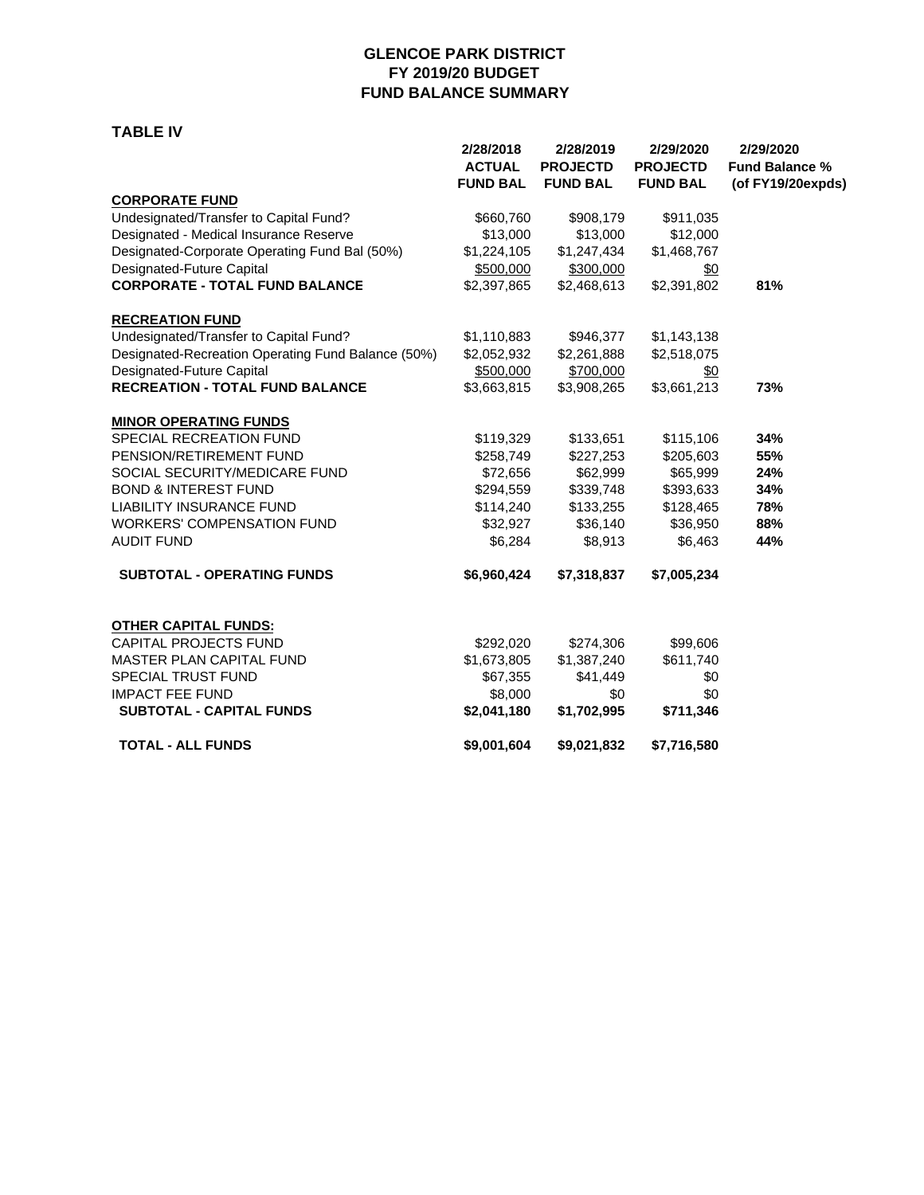# GLENCOE PARK DISTRICT
## FY 2019/20 BUDGET
## FUND BALANCE SUMMARY

### TABLE IV

| | 2/28/2018 ACTUAL FUND BAL | 2/28/2019 PROJECTD FUND BAL | 2/29/2020 PROJECTD FUND BAL | 2/29/2020 Fund Balance % (of FY19/20expds) |
|---|---|---|---|---|
| **CORPORATE FUND** | | | | |
| Undesignated/Transfer to Capital Fund? | $660,760 | $908,179 | $911,035 | |
| Designated - Medical Insurance Reserve | $13,000 | $13,000 | $12,000 | |
| Designated-Corporate Operating Fund Bal (50%) | $1,224,105 | $1,247,434 | $1,468,767 | |
| Designated-Future Capital | $500,000 | $300,000 | $0 | |
| **CORPORATE - TOTAL FUND BALANCE** | $2,397,865 | $2,468,613 | $2,391,802 | **81%** |
| **RECREATION FUND** | | | | |
| Undesignated/Transfer to Capital Fund? | $1,110,883 | $946,377 | $1,143,138 | |
| Designated-Recreation Operating Fund Balance (50%) | $2,052,932 | $2,261,888 | $2,518,075 | |
| Designated-Future Capital | $500,000 | $700,000 | $0 | |
| **RECREATION - TOTAL FUND BALANCE** | $3,663,815 | $3,908,265 | $3,661,213 | **73%** |
| **MINOR OPERATING FUNDS** | | | | |
| SPECIAL RECREATION FUND | $119,329 | $133,651 | $115,106 | **34%** |
| PENSION/RETIREMENT FUND | $258,749 | $227,253 | $205,603 | **55%** |
| SOCIAL SECURITY/MEDICARE FUND | $72,656 | $62,999 | $65,999 | **24%** |
| BOND & INTEREST FUND | $294,559 | $339,748 | $393,633 | **34%** |
| LIABILITY INSURANCE FUND | $114,240 | $133,255 | $128,465 | **78%** |
| WORKERS' COMPENSATION FUND | $32,927 | $36,140 | $36,950 | **88%** |
| AUDIT FUND | $6,284 | $8,913 | $6,463 | **44%** |
| **SUBTOTAL - OPERATING FUNDS** | **$6,960,424** | **$7,318,837** | **$7,005,234** | |
| **OTHER CAPITAL FUNDS:** | | | | |
| CAPITAL PROJECTS FUND | $292,020 | $274,306 | $99,606 | |
| MASTER PLAN CAPITAL FUND | $1,673,805 | $1,387,240 | $611,740 | |
| SPECIAL TRUST FUND | $67,355 | $41,449 | $0 | |
| IMPACT FEE FUND | $8,000 | $0 | $0 | |
| **SUBTOTAL - CAPITAL FUNDS** | **$2,041,180** | **$1,702,995** | **$711,346** | |
| **TOTAL - ALL FUNDS** | **$9,001,604** | **$9,021,832** | **$7,716,580** | |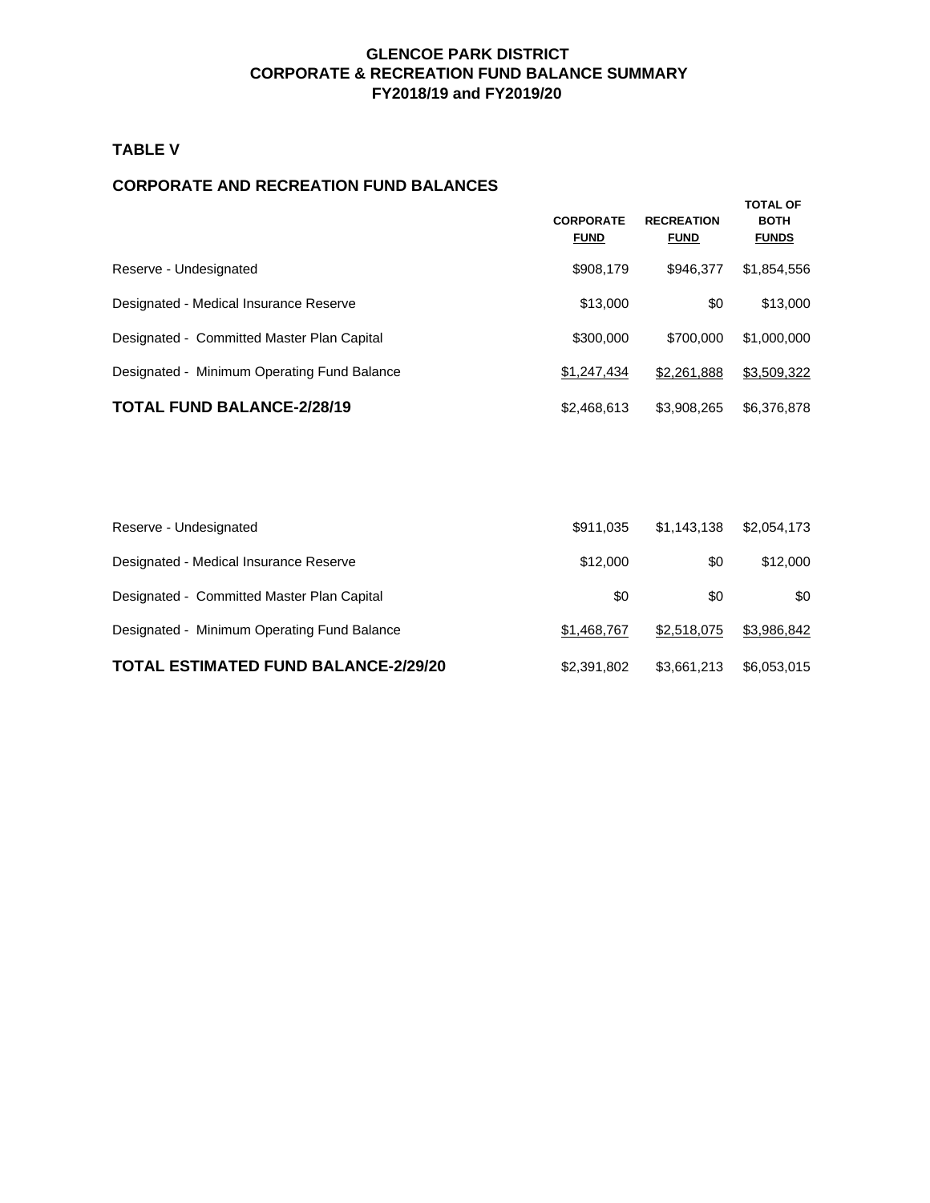# GLENCOE PARK DISTRICT
## CORPORATE & RECREATION FUND BALANCE SUMMARY
## FY2018/19 and FY2019/20

### TABLE V

### CORPORATE AND RECREATION FUND BALANCES

| | CORPORATE FUND | RECREATION FUND | TOTAL OF BOTH FUNDS |
|---|---|---|---|
| Reserve - Undesignated | $908,179 | $946,377 | $1,854,556 |
| Designated - Medical Insurance Reserve | $13,000 | $0 | $13,000 |
| Designated - Committed Master Plan Capital | $300,000 | $700,000 | $1,000,000 |
| Designated - Minimum Operating Fund Balance | $1,247,434 | $2,261,888 | $3,509,322 |
| **TOTAL FUND BALANCE-2/28/19** | $2,468,613 | $3,908,265 | $6,376,878 |

| | | | |
|---|---|---|---|
| Reserve - Undesignated | $911,035 | $1,143,138 | $2,054,173 |
| Designated - Medical Insurance Reserve | $12,000 | $0 | $12,000 |
| Designated - Committed Master Plan Capital | $0 | $0 | $0 |
| Designated - Minimum Operating Fund Balance | $1,468,767 | $2,518,075 | $3,986,842 |
| **TOTAL ESTIMATED FUND BALANCE-2/29/20** | $2,391,802 | $3,661,213 | $6,053,015 |